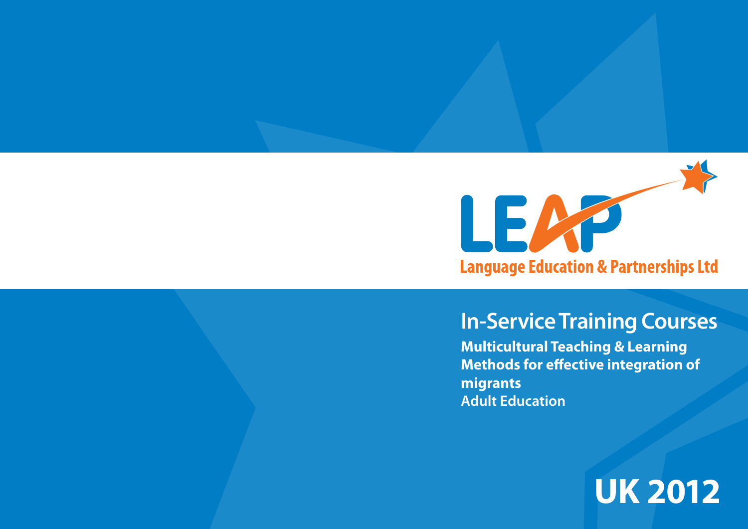# LEAP

**Language Education & Partnerships Ltd**

## In-Service Training Courses

**Multicultural Teaching & Learning Methods for effective integration of migrants**

Adult Education

# UK 2012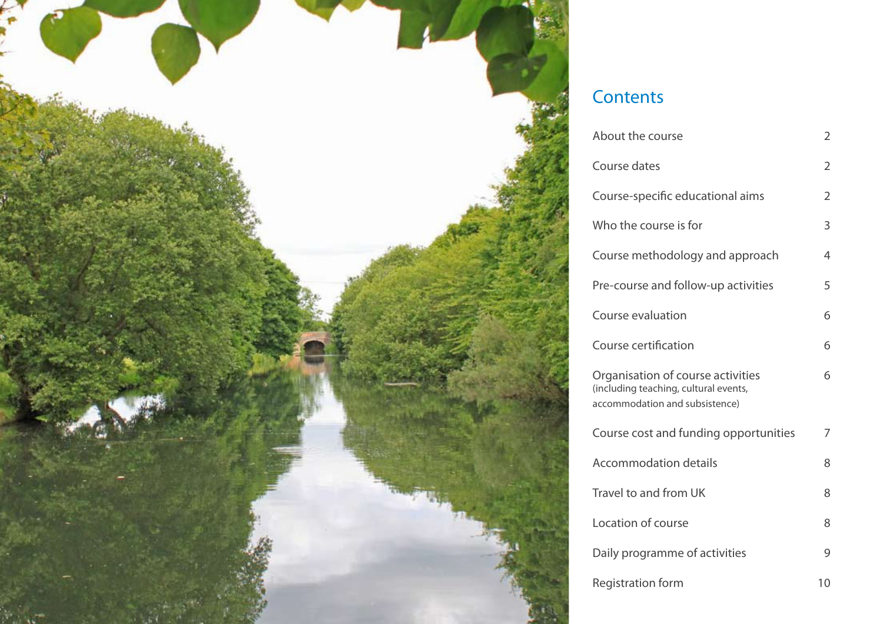# Contents

| | |
|---|---|
| About the course | 2 |
| Course dates | 2 |
| Course-specific educational aims | 2 |
| Who the course is for | 3 |
| Course methodology and approach | 4 |
| Pre-course and follow-up activities | 5 |
| Course evaluation | 6 |
| Course certification | 6 |
| Organisation of course activities (including teaching, cultural events, accommodation and subsistence) | 6 |
| Course cost and funding opportunities | 7 |
| Accommodation details | 8 |
| Travel to and from UK | 8 |
| Location of course | 8 |
| Daily programme of activities | 9 |
| Registration form | 10 |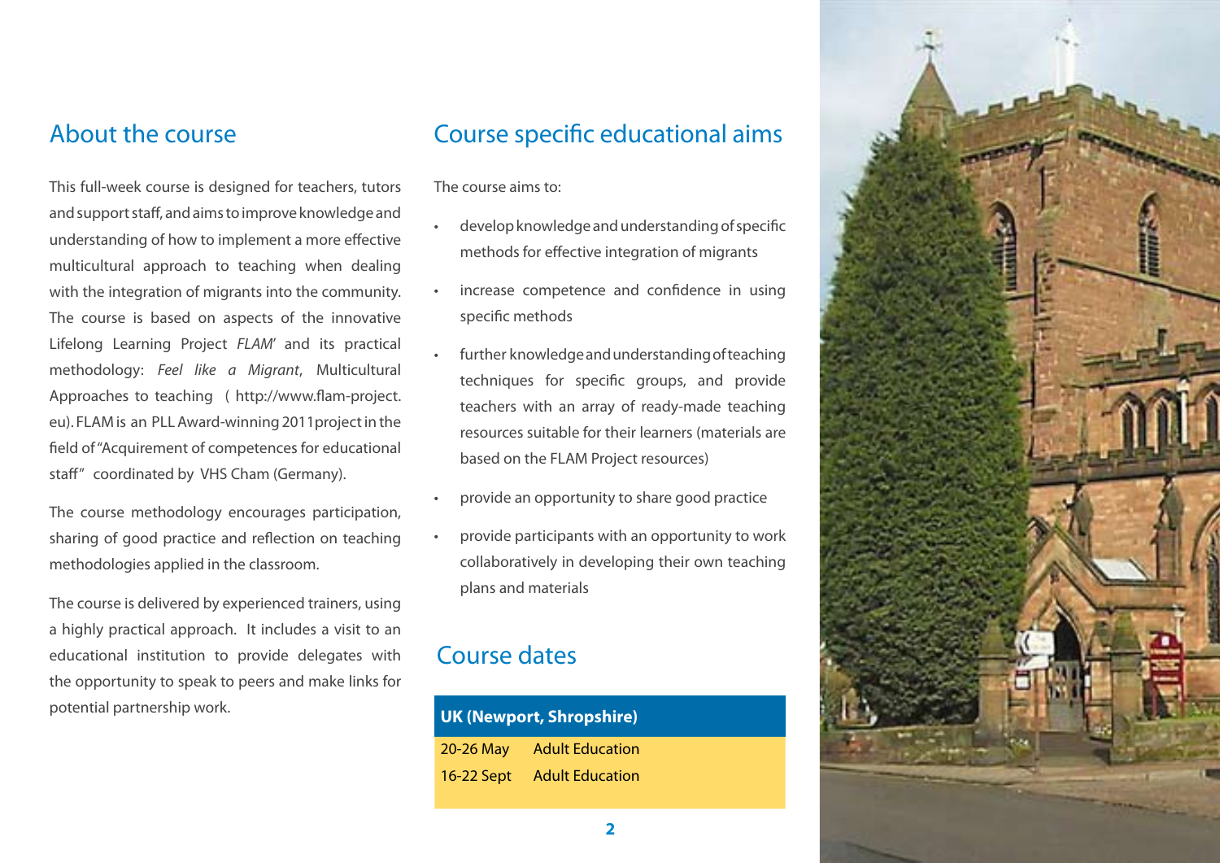## About the course

This full-week course is designed for teachers, tutors and support staff, and aims to improve knowledge and understanding of how to implement a more effective multicultural approach to teaching when dealing with the integration of migrants into the community. The course is based on aspects of the innovative Lifelong Learning Project *FLAM*' and its practical methodology: *Feel like a Migrant*, Multicultural Approaches to teaching ( http://www.flam-project.eu). FLAM is an PLL Award-winning 2011 project in the field of "Acquirement of competences for educational staff" coordinated by VHS Cham (Germany).

The course methodology encourages participation, sharing of good practice and reflection on teaching methodologies applied in the classroom.

The course is delivered by experienced trainers, using a highly practical approach. It includes a visit to an educational institution to provide delegates with the opportunity to speak to peers and make links for potential partnership work.

## Course specific educational aims

The course aims to:

- develop knowledge and understanding of specific methods for effective integration of migrants
- increase competence and confidence in using specific methods
- further knowledge and understanding of teaching techniques for specific groups, and provide teachers with an array of ready-made teaching resources suitable for their learners (materials are based on the FLAM Project resources)
- provide an opportunity to share good practice
- provide participants with an opportunity to work collaboratively in developing their own teaching plans and materials

## Course dates

| **UK (Newport, Shropshire)** | |
|---|---|
| 20-26 May | Adult Education |
| 16-22 Sept | Adult Education |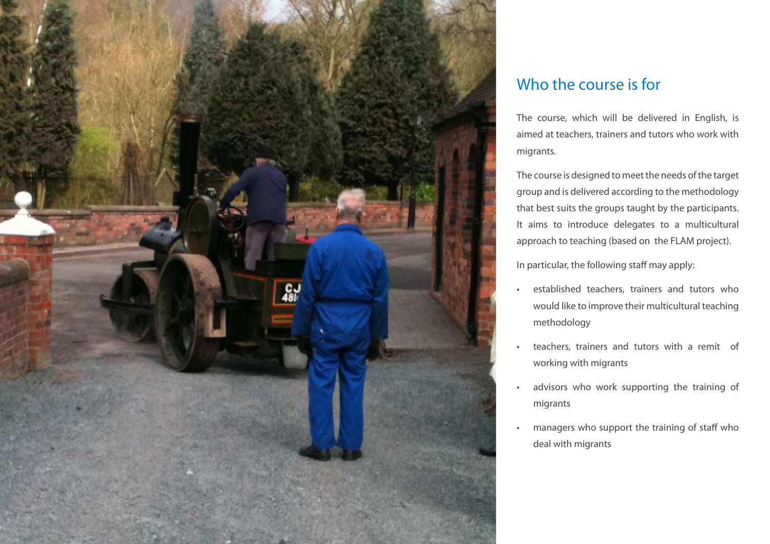## Who the course is for

The course, which will be delivered in English, is aimed at teachers, trainers and tutors who work with migrants.

The course is designed to meet the needs of the target group and is delivered according to the methodology that best suits the groups taught by the participants. It aims to introduce delegates to a multicultural approach to teaching (based on the FLAM project).

In particular, the following staff may apply:

- established teachers, trainers and tutors who would like to improve their multicultural teaching methodology
- teachers, trainers and tutors with a remit of working with migrants
- advisors who work supporting the training of migrants
- managers who support the training of staff who deal with migrants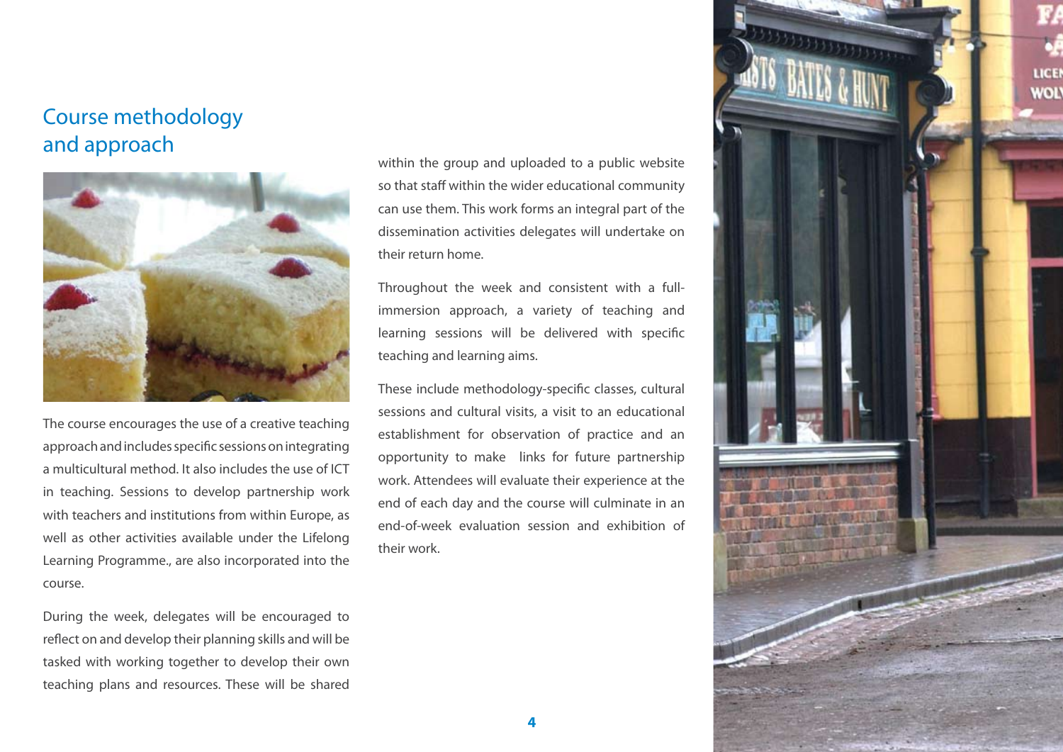## Course methodology and approach

The course encourages the use of a creative teaching approach and includes specific sessions on integrating a multicultural method. It also includes the use of ICT in teaching. Sessions to develop partnership work with teachers and institutions from within Europe, as well as other activities available under the Lifelong Learning Programme., are also incorporated into the course.

During the week, delegates will be encouraged to reflect on and develop their planning skills and will be tasked with working together to develop their own teaching plans and resources. These will be shared within the group and uploaded to a public website so that staff within the wider educational community can use them. This work forms an integral part of the dissemination activities delegates will undertake on their return home.

Throughout the week and consistent with a full-immersion approach, a variety of teaching and learning sessions will be delivered with specific teaching and learning aims.

These include methodology-specific classes, cultural sessions and cultural visits, a visit to an educational establishment for observation of practice and an opportunity to make links for future partnership work. Attendees will evaluate their experience at the end of each day and the course will culminate in an end-of-week evaluation session and exhibition of their work.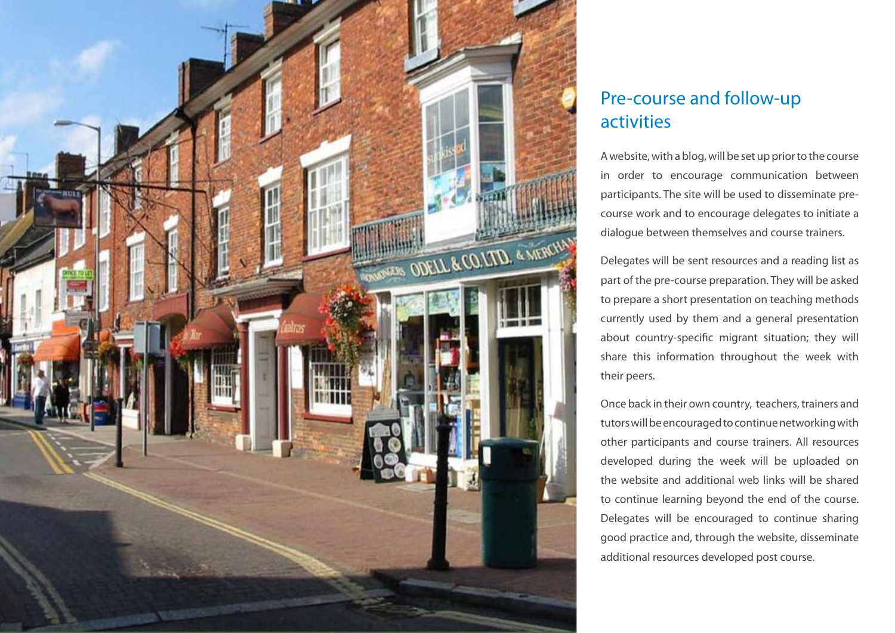## Pre-course and follow-up activities

A website, with a blog, will be set up prior to the course in order to encourage communication between participants. The site will be used to disseminate pre-course work and to encourage delegates to initiate a dialogue between themselves and course trainers.

Delegates will be sent resources and a reading list as part of the pre-course preparation. They will be asked to prepare a short presentation on teaching methods currently used by them and a general presentation about country-specific migrant situation; they will share this information throughout the week with their peers.

Once back in their own country, teachers, trainers and tutors will be encouraged to continue networking with other participants and course trainers. All resources developed during the week will be uploaded on the website and additional web links will be shared to continue learning beyond the end of the course. Delegates will be encouraged to continue sharing good practice and, through the website, disseminate additional resources developed post course.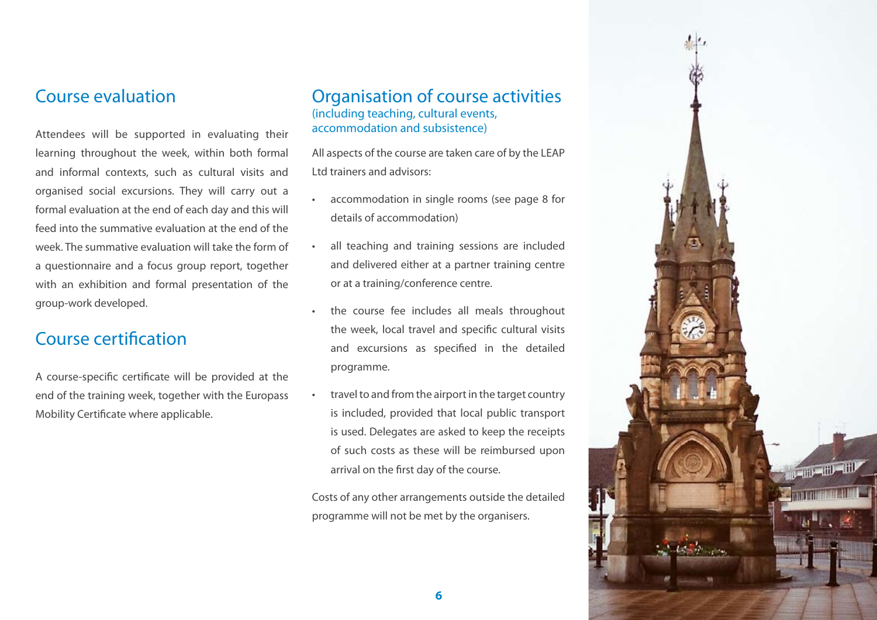## Course evaluation

Attendees will be supported in evaluating their learning throughout the week, within both formal and informal contexts, such as cultural visits and organised social excursions. They will carry out a formal evaluation at the end of each day and this will feed into the summative evaluation at the end of the week. The summative evaluation will take the form of a questionnaire and a focus group report, together with an exhibition and formal presentation of the group-work developed.

## Course certification

A course-specific certificate will be provided at the end of the training week, together with the Europass Mobility Certificate where applicable.

## Organisation of course activities

(including teaching, cultural events, accommodation and subsistence)

All aspects of the course are taken care of by the LEAP Ltd trainers and advisors:

- accommodation in single rooms (see page 8 for details of accommodation)
- all teaching and training sessions are included and delivered either at a partner training centre or at a training/conference centre.
- the course fee includes all meals throughout the week, local travel and specific cultural visits and excursions as specified in the detailed programme.
- travel to and from the airport in the target country is included, provided that local public transport is used. Delegates are asked to keep the receipts of such costs as these will be reimbursed upon arrival on the first day of the course.

Costs of any other arrangements outside the detailed programme will not be met by the organisers.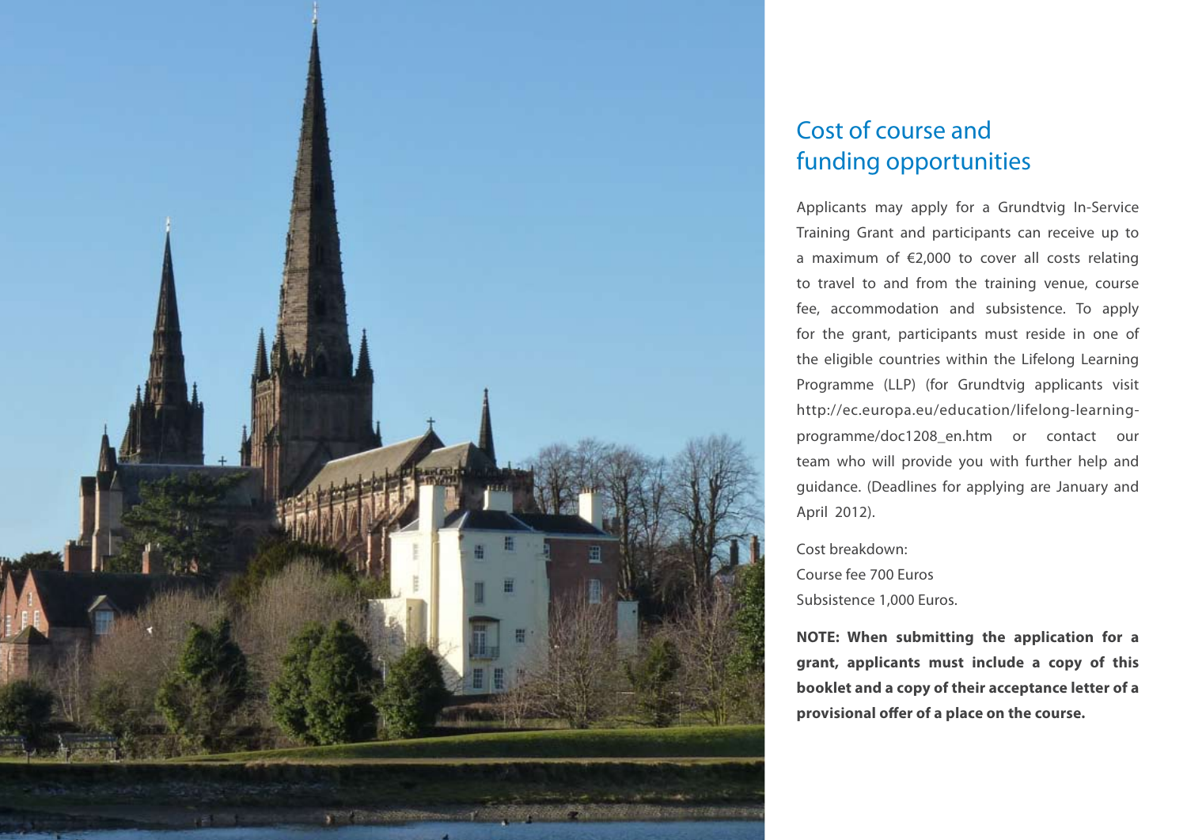## Cost of course and funding opportunities

Applicants may apply for a Grundtvig In-Service Training Grant and participants can receive up to a maximum of €2,000 to cover all costs relating to travel to and from the training venue, course fee, accommodation and subsistence. To apply for the grant, participants must reside in one of the eligible countries within the Lifelong Learning Programme (LLP) (for Grundtvig applicants visit http://ec.europa.eu/education/lifelong-learning-programme/doc1208_en.htm or contact our team who will provide you with further help and guidance. (Deadlines for applying are January and April 2012).

Cost breakdown:
Course fee 700 Euros
Subsistence 1,000 Euros.

**NOTE: When submitting the application for a grant, applicants must include a copy of this booklet and a copy of their acceptance letter of a provisional offer of a place on the course.**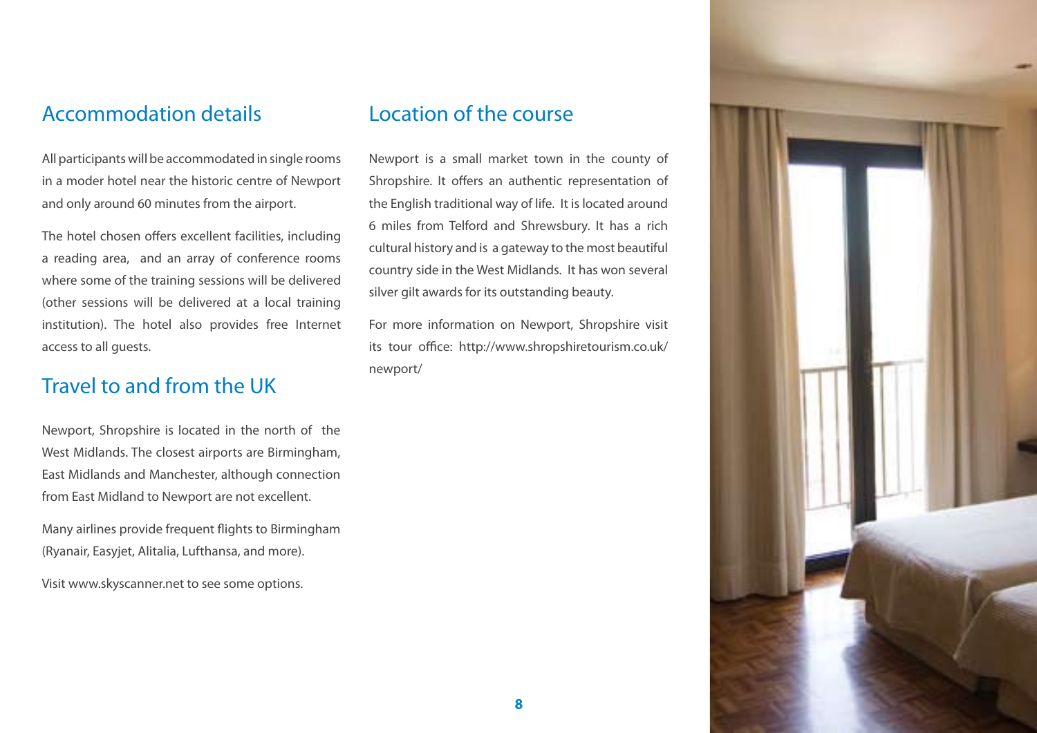## Accommodation details

All participants will be accommodated in single rooms in a moder hotel near the historic centre of Newport and only around 60 minutes from the airport.

The hotel chosen offers excellent facilities, including a reading area, and an array of conference rooms where some of the training sessions will be delivered (other sessions will be delivered at a local training institution). The hotel also provides free Internet access to all guests.

## Travel to and from the UK

Newport, Shropshire is located in the north of the West Midlands. The closest airports are Birmingham, East Midlands and Manchester, although connection from East Midland to Newport are not excellent.

Many airlines provide frequent flights to Birmingham (Ryanair, Easyjet, Alitalia, Lufthansa, and more).

Visit www.skyscanner.net to see some options.

## Location of the course

Newport is a small market town in the county of Shropshire. It offers an authentic representation of the English traditional way of life. It is located around 6 miles from Telford and Shrewsbury. It has a rich cultural history and is a gateway to the most beautiful country side in the West Midlands. It has won several silver gilt awards for its outstanding beauty.

For more information on Newport, Shropshire visit its tour office: http://www.shropshiretourism.co.uk/newport/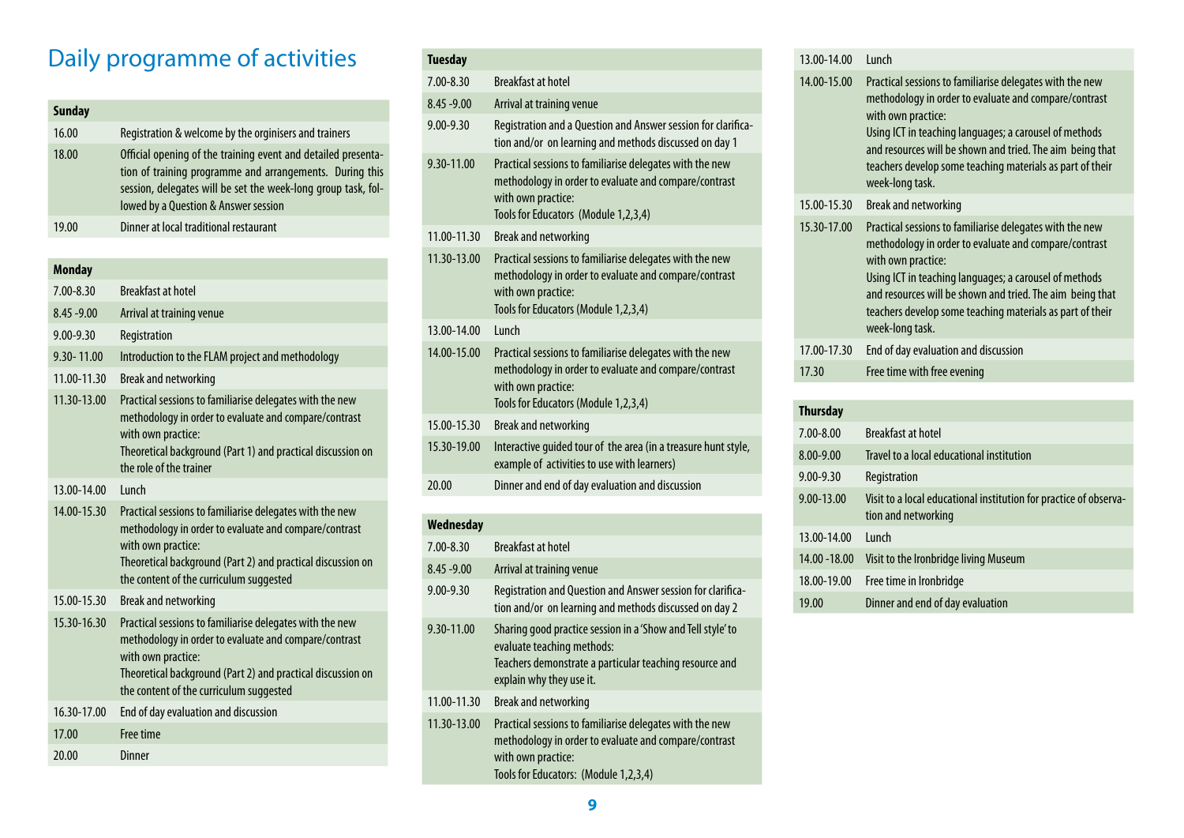# Daily programme of activities

| Sunday | |
|---|---|
| 16.00 | Registration & welcome by the orginisers and trainers |
| 18.00 | Official opening of the training event and detailed presentation of training programme and arrangements. During this session, delegates will be set the week-long group task, followed by a Question & Answer session |
| 19.00 | Dinner at local traditional restaurant |

| Monday | |
|---|---|
| 7.00-8.30 | Breakfast at hotel |
| 8.45 -9.00 | Arrival at training venue |
| 9.00-9.30 | Registration |
| 9.30- 11.00 | Introduction to the FLAM project and methodology |
| 11.00-11.30 | Break and networking |
| 11.30-13.00 | Practical sessions to familiarise delegates with the new methodology in order to evaluate and compare/contrast with own practice:<br>Theoretical background (Part 1) and practical discussion on the role of the trainer |
| 13.00-14.00 | Lunch |
| 14.00-15.30 | Practical sessions to familiarise delegates with the new methodology in order to evaluate and compare/contrast with own practice:<br>Theoretical background (Part 2) and practical discussion on the content of the curriculum suggested |
| 15.00-15.30 | Break and networking |
| 15.30-16.30 | Practical sessions to familiarise delegates with the new methodology in order to evaluate and compare/contrast with own practice:<br>Theoretical background (Part 2) and practical discussion on the content of the curriculum suggested |
| 16.30-17.00 | End of day evaluation and discussion |
| 17.00 | Free time |
| 20.00 | Dinner |

| Tuesday | |
|---|---|
| 7.00-8.30 | Breakfast at hotel |
| 8.45 -9.00 | Arrival at training venue |
| 9.00-9.30 | Registration and a Question and Answer session for clarification and/or on learning and methods discussed on day 1 |
| 9.30-11.00 | Practical sessions to familiarise delegates with the new methodology in order to evaluate and compare/contrast with own practice:<br>Tools for Educators (Module 1,2,3,4) |
| 11.00-11.30 | Break and networking |
| 11.30-13.00 | Practical sessions to familiarise delegates with the new methodology in order to evaluate and compare/contrast with own practice:<br>Tools for Educators (Module 1,2,3,4) |
| 13.00-14.00 | Lunch |
| 14.00-15.00 | Practical sessions to familiarise delegates with the new methodology in order to evaluate and compare/contrast with own practice:<br>Tools for Educators (Module 1,2,3,4) |
| 15.00-15.30 | Break and networking |
| 15.30-19.00 | Interactive guided tour of the area (in a treasure hunt style, example of activities to use with learners) |
| 20.00 | Dinner and end of day evaluation and discussion |

| Wednesday | |
|---|---|
| 7.00-8.30 | Breakfast at hotel |
| 8.45 -9.00 | Arrival at training venue |
| 9.00-9.30 | Registration and Question and Answer session for clarification and/or on learning and methods discussed on day 2 |
| 9.30-11.00 | Sharing good practice session in a 'Show and Tell style' to evaluate teaching methods:<br>Teachers demonstrate a particular teaching resource and explain why they use it. |
| 11.00-11.30 | Break and networking |
| 11.30-13.00 | Practical sessions to familiarise delegates with the new methodology in order to evaluate and compare/contrast with own practice:<br>Tools for Educators: (Module 1,2,3,4) |
| 13.00-14.00 | Lunch |
| 14.00-15.00 | Practical sessions to familiarise delegates with the new methodology in order to evaluate and compare/contrast with own practice:<br>Using ICT in teaching languages; a carousel of methods and resources will be shown and tried. The aim being that teachers develop some teaching materials as part of their week-long task. |
| 15.00-15.30 | Break and networking |
| 15.30-17.00 | Practical sessions to familiarise delegates with the new methodology in order to evaluate and compare/contrast with own practice:<br>Using ICT in teaching languages; a carousel of methods and resources will be shown and tried. The aim being that teachers develop some teaching materials as part of their week-long task. |
| 17.00-17.30 | End of day evaluation and discussion |
| 17.30 | Free time with free evening |

| Thursday | |
|---|---|
| 7.00-8.00 | Breakfast at hotel |
| 8.00-9.00 | Travel to a local educational institution |
| 9.00-9.30 | Registration |
| 9.00-13.00 | Visit to a local educational institution for practice of observation and networking |
| 13.00-14.00 | Lunch |
| 14.00 -18.00 | Visit to the Ironbridge living Museum |
| 18.00-19.00 | Free time in Ironbridge |
| 19.00 | Dinner and end of day evaluation |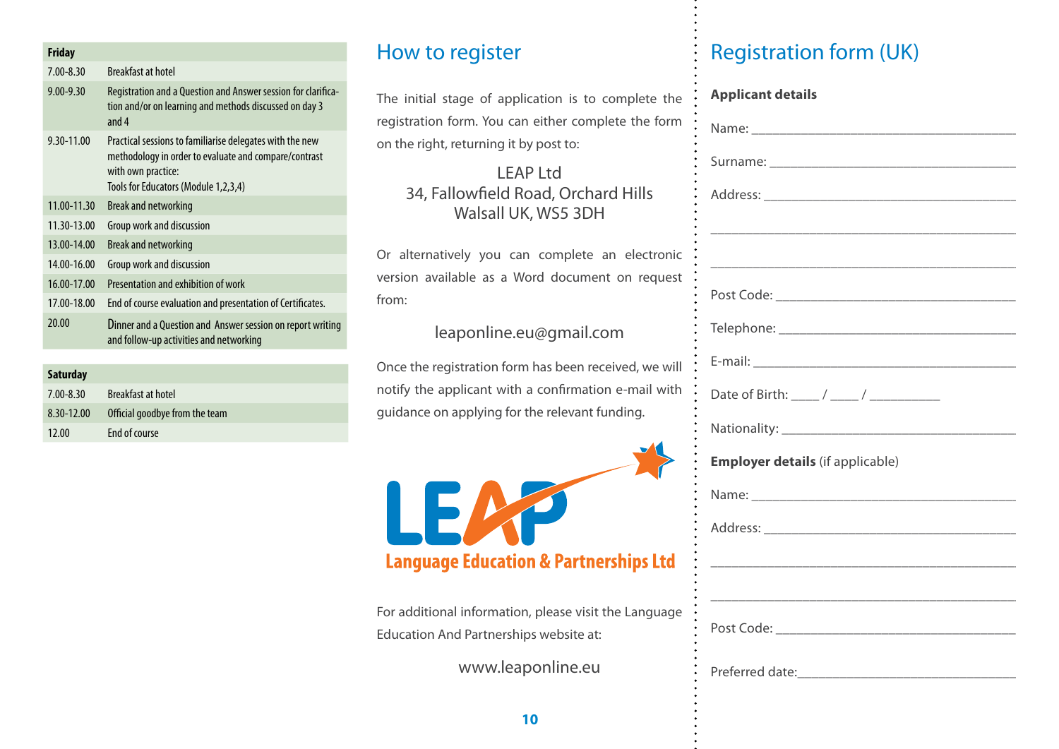| Friday | |
|---|---|
| 7.00-8.30 | Breakfast at hotel |
| 9.00-9.30 | Registration and a Question and Answer session for clarification and/or on learning and methods discussed on day 3 and 4 |
| 9.30-11.00 | Practical sessions to familiarise delegates with the new methodology in order to evaluate and compare/contrast with own practice: Tools for Educators (Module 1,2,3,4) |
| 11.00-11.30 | Break and networking |
| 11.30-13.00 | Group work and discussion |
| 13.00-14.00 | Break and networking |
| 14.00-16.00 | Group work and discussion |
| 16.00-17.00 | Presentation and exhibition of work |
| 17.00-18.00 | End of course evaluation and presentation of Certificates. |
| 20.00 | Dinner and a Question and Answer session on report writing and follow-up activities and networking |

| Saturday | |
|---|---|
| 7.00-8.30 | Breakfast at hotel |
| 8.30-12.00 | Official goodbye from the team |
| 12.00 | End of course |

## How to register

The initial stage of application is to complete the registration form. You can either complete the form on the right, returning it by post to:

LEAP Ltd
34, Fallowfield Road, Orchard Hills
Walsall UK, WS5 3DH

Or alternatively you can complete an electronic version available as a Word document on request from:

leaponline.eu@gmail.com

Once the registration form has been received, we will notify the applicant with a confirmation e-mail with guidance on applying for the relevant funding.

LEAP
Language Education & Partnerships Ltd

For additional information, please visit the Language Education And Partnerships website at:

www.leaponline.eu

## Registration form (UK)

**Applicant details**

Name: ______________________________

Surname: ______________________________

Address: ______________________________

______________________________

______________________________

Post Code: ______________________________

Telephone: ______________________________

E-mail: ______________________________

Date of Birth: ____ / ____ / __________

Nationality: ______________________________

**Employer details** (if applicable)

Name: ______________________________

Address: ______________________________

______________________________

______________________________

Post Code: ______________________________

Preferred date: ______________________________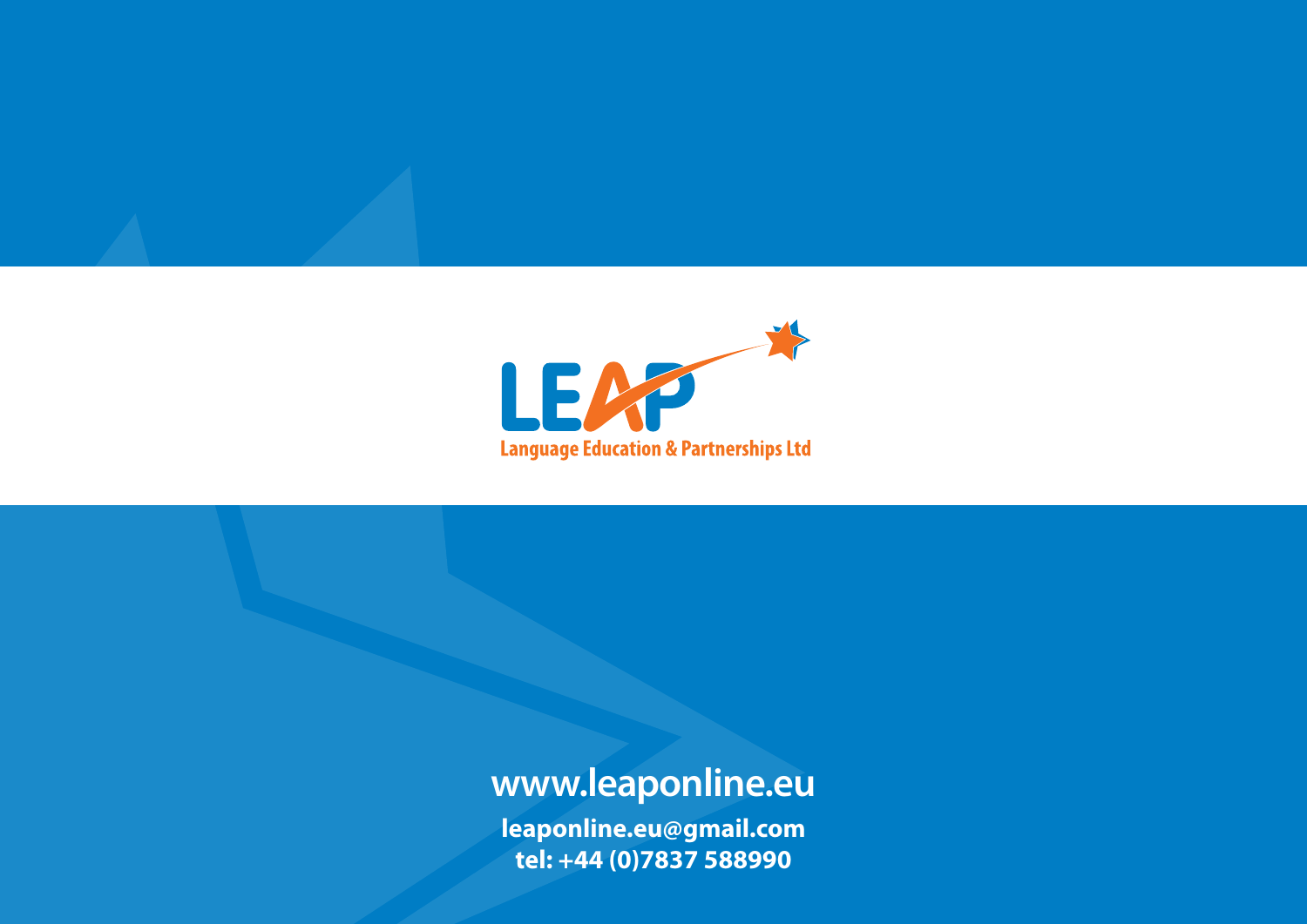LEAP

Language Education & Partnerships Ltd

www.leaponline.eu

leaponline.eu@gmail.com

tel: +44 (0)7837 588990